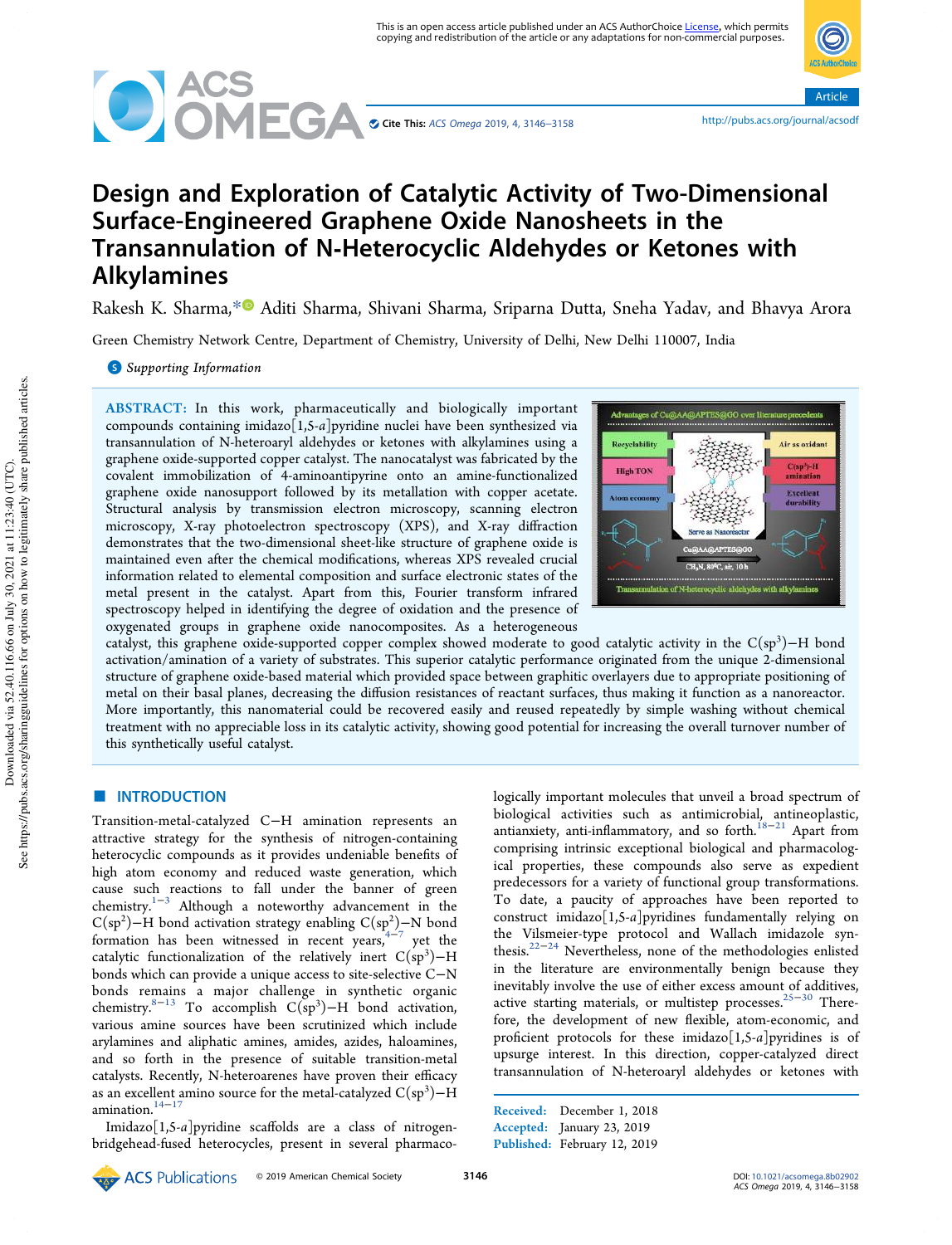# Design and Exploration of Catalytic Activity of Two-Dimensional Surface-Engineered Graphene Oxide Nanosheets in the Transannulation of N-Heterocyclic Aldehydes or Ketones with Alkylamines

Rakesh K. Sharma,* Aditi Sharma, Shivani Sharma, Sriparna Dutta, Sneha Yadav, and Bhavya Arora

Green Chemistry Network Centre, Department of Chemistry, University of Delhi, New Delhi 110007, India

Supporting Information

**ABSTRACT:** In this work, pharmaceutically and biologically important compounds containing imidazo[1,5-*a*]pyridine nuclei have been synthesized via transannulation of N-heteroaryl aldehydes or ketones with alkylamines using a graphene oxide-supported copper catalyst. The nanocatalyst was fabricated by the covalent immobilization of 4-aminoantipyrine onto an amine-functionalized graphene oxide nanosupport followed by its metallation with copper acetate. Structural analysis by transmission electron microscopy, scanning electron microscopy, X-ray photoelectron spectroscopy (XPS), and X-ray diffraction demonstrates that the two-dimensional sheet-like structure of graphene oxide is maintained even after the chemical modifications, whereas XPS revealed crucial information related to elemental composition and surface electronic states of the metal present in the catalyst. Apart from this, Fourier transform infrared spectroscopy helped in identifying the degree of oxidation and the presence of oxygenated groups in graphene oxide nanocomposites. As a heterogeneous catalyst, this graphene oxide-supported copper complex showed moderate to good catalytic activity in the C($sp^3$)−H bond activation/amination of a variety of substrates. This superior catalytic performance originated from the unique 2-dimensional structure of graphene oxide-based material which provided space between graphitic overlayers due to appropriate positioning of metal on their basal planes, decreasing the diffusion resistances of reactant surfaces, thus making it function as a nanoreactor. More importantly, this nanomaterial could be recovered easily and reused repeatedly by simple washing without chemical treatment with no appreciable loss in its catalytic activity, showing good potential for increasing the overall turnover number of this synthetically useful catalyst.

## INTRODUCTION

Transition-metal-catalyzed C−H amination represents an attractive strategy for the synthesis of nitrogen-containing heterocyclic compounds as it provides undeniable benefits of high atom economy and reduced waste generation, which cause such reactions to fall under the banner of green chemistry.[1−3] Although a noteworthy advancement in the C($sp^2$)−H bond activation strategy enabling C($sp^2$)−N bond formation has been witnessed in recent years,[4−7] yet the catalytic functionalization of the relatively inert C($sp^3$)−H bonds which can provide a unique access to site-selective C−N bonds remains a major challenge in synthetic organic chemistry.[8−13] To accomplish C($sp^3$)−H bond activation, various amine sources have been scrutinized which include arylamines and aliphatic amines, amides, azides, haloamines, and so forth in the presence of suitable transition-metal catalysts. Recently, N-heteroarenes have proven their efficacy as an excellent amino source for the metal-catalyzed C($sp^3$)−H amination.[14−17]

Imidazo[1,5-*a*]pyridine scaffolds are a class of nitrogen-bridgehead-fused heterocycles, present in several pharmacologically important molecules that unveil a broad spectrum of biological activities such as antimicrobial, antineoplastic, antianxiety, anti-inflammatory, and so forth.[18−21] Apart from comprising intrinsic exceptional biological and pharmacological properties, these compounds also serve as expedient predecessors for a variety of functional group transformations. To date, a paucity of approaches have been reported to construct imidazo[1,5-*a*]pyridines fundamentally relying on the Vilsmeier-type protocol and Wallach imidazole synthesis.[22−24] Nevertheless, none of the methodologies enlisted in the literature are environmentally benign because they inevitably involve the use of either excess amount of additives, active starting materials, or multistep processes.[25−30] Therefore, the development of new flexible, atom-economic, and proficient protocols for these imidazo[1,5-*a*]pyridines is of upsurge interest. In this direction, copper-catalyzed direct transannulation of N-heteroaryl aldehydes or ketones with

Received: December 1, 2018
Accepted: January 23, 2019
Published: February 12, 2019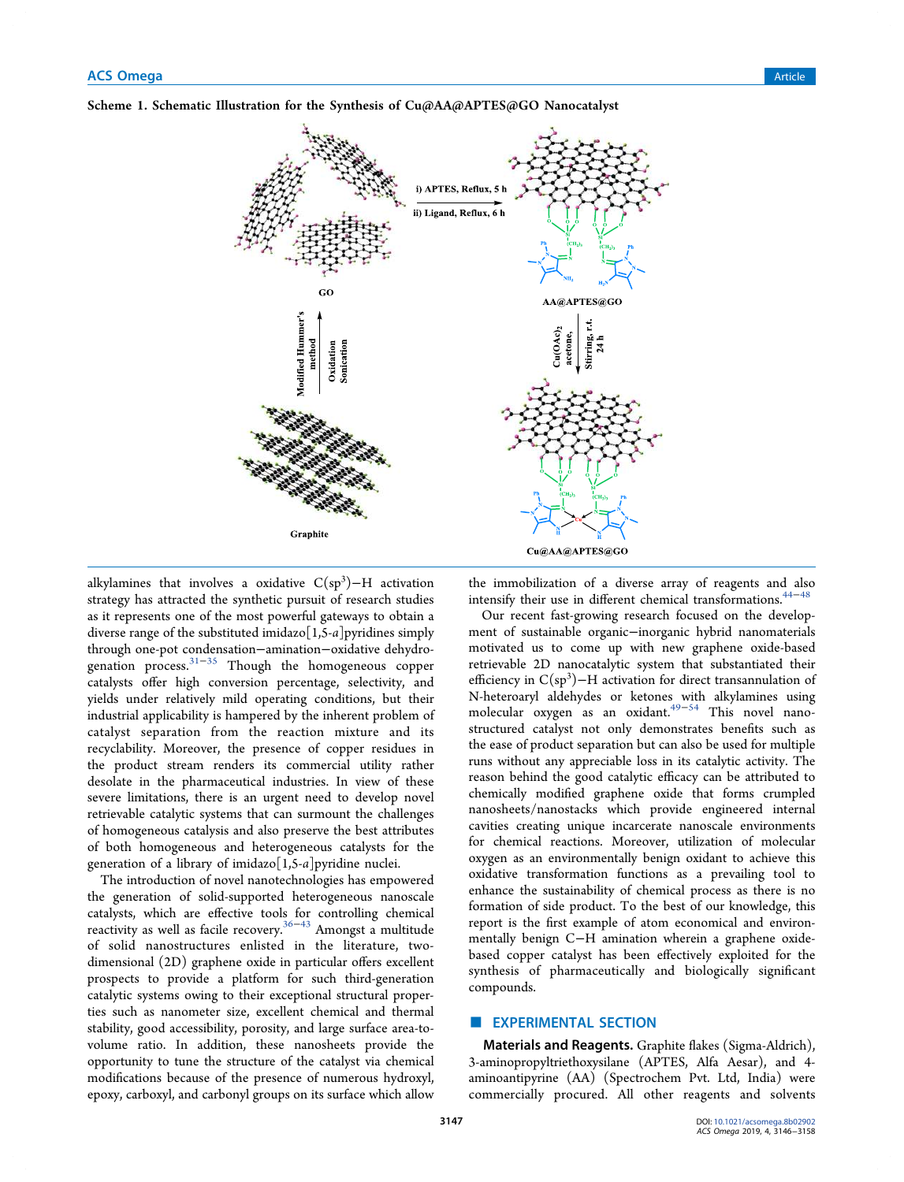**Scheme 1. Schematic Illustration for the Synthesis of Cu@AA@APTES@GO Nanocatalyst**

GO

i) APTES, Reflux, 5 h

ii) Ligand, Reflux, 6 h

AA@APTES@GO

Modified Hummer's method

Oxidation Sonication

$Cu(OAc)_2$ acetone, Stirring, r.t. 24 h

Graphite

Cu@AA@APTES@GO

alkylamines that involves a oxidative C($sp^3$)−H activation strategy has attracted the synthetic pursuit of research studies as it represents one of the most powerful gateways to obtain a diverse range of the substituted imidazo[1,5-*a*]pyridines simply through one-pot condensation−amination−oxidative dehydrogenation process.[31−35] Though the homogeneous copper catalysts offer high conversion percentage, selectivity, and yields under relatively mild operating conditions, but their industrial applicability is hampered by the inherent problem of catalyst separation from the reaction mixture and its recyclability. Moreover, the presence of copper residues in the product stream renders its commercial utility rather desolate in the pharmaceutical industries. In view of these severe limitations, there is an urgent need to develop novel retrievable catalytic systems that can surmount the challenges of homogeneous catalysis and also preserve the best attributes of both homogeneous and heterogeneous catalysts for the generation of a library of imidazo[1,5-*a*]pyridine nuclei.

The introduction of novel nanotechnologies has empowered the generation of solid-supported heterogeneous nanoscale catalysts, which are effective tools for controlling chemical reactivity as well as facile recovery.[36−43] Amongst a multitude of solid nanostructures enlisted in the literature, two-dimensional (2D) graphene oxide in particular offers excellent prospects to provide a platform for such third-generation catalytic systems owing to their exceptional structural properties such as nanometer size, excellent chemical and thermal stability, good accessibility, porosity, and large surface area-to-volume ratio. In addition, these nanosheets provide the opportunity to tune the structure of the catalyst via chemical modifications because of the presence of numerous hydroxyl, epoxy, carboxyl, and carbonyl groups on its surface which allow the immobilization of a diverse array of reagents and also intensify their use in different chemical transformations.[44−48]

Our recent fast-growing research focused on the development of sustainable organic−inorganic hybrid nanomaterials motivated us to come up with new graphene oxide-based retrievable 2D nanocatalytic system that substantiated their efficiency in C($sp^3$)−H activation for direct transannulation of N-heteroaryl aldehydes or ketones with alkylamines using molecular oxygen as an oxidant.[49−54] This novel nanostructured catalyst not only demonstrates benefits such as the ease of product separation but can also be used for multiple runs without any appreciable loss in its catalytic activity. The reason behind the good catalytic efficacy can be attributed to chemically modified graphene oxide that forms crumpled nanosheets/nanostacks which provide engineered internal cavities creating unique incarcerate nanoscale environments for chemical reactions. Moreover, utilization of molecular oxygen as an environmentally benign oxidant to achieve this oxidative transformation functions as a prevailing tool to enhance the sustainability of chemical process as there is no formation of side product. To the best of our knowledge, this report is the first example of atom economical and environmentally benign C−H amination wherein a graphene oxide-based copper catalyst has been effectively exploited for the synthesis of pharmaceutically and biologically significant compounds.

## EXPERIMENTAL SECTION

**Materials and Reagents.** Graphite flakes (Sigma-Aldrich), 3-aminopropyltriethoxysilane (APTES, Alfa Aesar), and 4-aminoantipyrine (AA) (Spectrochem Pvt. Ltd, India) were commercially procured. All other reagents and solvents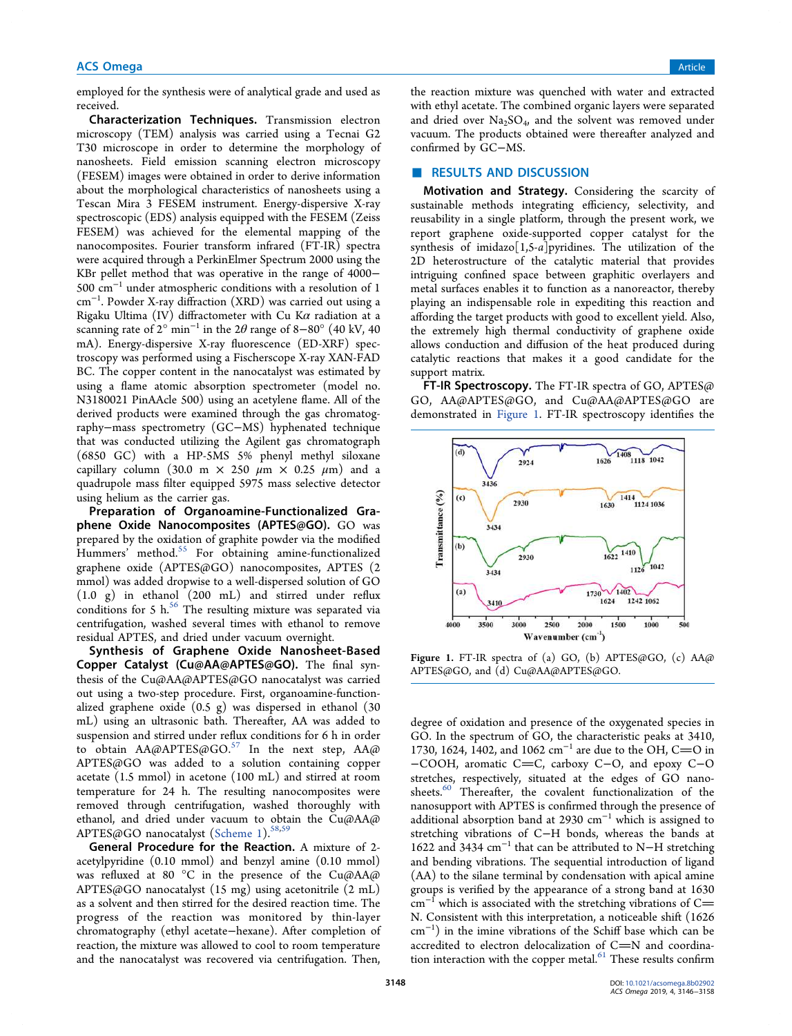employed for the synthesis were of analytical grade and used as received.

**Characterization Techniques.** Transmission electron microscopy (TEM) analysis was carried using a Tecnai G2 T30 microscope in order to determine the morphology of nanosheets. Field emission scanning electron microscopy (FESEM) images were obtained in order to derive information about the morphological characteristics of nanosheets using a Tescan Mira 3 FESEM instrument. Energy-dispersive X-ray spectroscopic (EDS) analysis equipped with the FESEM (Zeiss FESEM) was achieved for the elemental mapping of the nanocomposites. Fourier transform infrared (FT-IR) spectra were acquired through a PerkinElmer Spectrum 2000 using the KBr pellet method that was operative in the range of 4000−500 $cm^{-1}$ under atmospheric conditions with a resolution of 1 $cm^{-1}$. Powder X-ray diffraction (XRD) was carried out using a Rigaku Ultima (IV) diffractometer with Cu K$\alpha$ radiation at a scanning rate of 2° $min^{-1}$ in the $2\theta$ range of 8−80° (40 kV, 40 mA). Energy-dispersive X-ray fluorescence (ED-XRF) spectroscopy was performed using a Fischerscope X-ray XAN-FAD BC. The copper content in the nanocatalyst was estimated by using a flame atomic absorption spectrometer (model no. N3180021 PinAAcle 500) using an acetylene flame. All of the derived products were examined through the gas chromatography−mass spectrometry (GC−MS) hyphenated technique that was conducted utilizing the Agilent gas chromatograph (6850 GC) with a HP-5MS 5% phenyl methyl siloxane capillary column (30.0 m × 250 $\mu$m × 0.25 $\mu$m) and a quadrupole mass filter equipped 5975 mass selective detector using helium as the carrier gas.

**Preparation of Organoamine-Functionalized Graphene Oxide Nanocomposites (APTES@GO).** GO was prepared by the oxidation of graphite powder via the modified Hummers' method.[55] For obtaining amine-functionalized graphene oxide (APTES@GO) nanocomposites, APTES (2 mmol) was added dropwise to a well-dispersed solution of GO (1.0 g) in ethanol (200 mL) and stirred under reflux conditions for 5 h.[56] The resulting mixture was separated via centrifugation, washed several times with ethanol to remove residual APTES, and dried under vacuum overnight.

**Synthesis of Graphene Oxide Nanosheet-Based Copper Catalyst (Cu@AA@APTES@GO).** The final synthesis of the Cu@AA@APTES@GO nanocatalyst was carried out using a two-step procedure. First, organoamine-functionalized graphene oxide (0.5 g) was dispersed in ethanol (30 mL) using an ultrasonic bath. Thereafter, AA was added to suspension and stirred under reflux conditions for 6 h in order to obtain AA@APTES@GO.[57] In the next step, AA@APTES@GO was added to a solution containing copper acetate (1.5 mmol) in acetone (100 mL) and stirred at room temperature for 24 h. The resulting nanocomposites were removed through centrifugation, washed thoroughly with ethanol, and dried under vacuum to obtain the Cu@AA@APTES@GO nanocatalyst (Scheme 1).[58,59]

**General Procedure for the Reaction.** A mixture of 2-acetylpyridine (0.10 mmol) and benzyl amine (0.10 mmol) was refluxed at 80 °C in the presence of the Cu@AA@APTES@GO nanocatalyst (15 mg) using acetonitrile (2 mL) as a solvent and then stirred for the desired reaction time. The progress of the reaction was monitored by thin-layer chromatography (ethyl acetate−hexane). After completion of reaction, the mixture was allowed to cool to room temperature and the nanocatalyst was recovered via centrifugation. Then, the reaction mixture was quenched with water and extracted with ethyl acetate. The combined organic layers were separated and dried over $Na_2SO_4$, and the solvent was removed under vacuum. The products obtained were thereafter analyzed and confirmed by GC−MS.

## RESULTS AND DISCUSSION

**Motivation and Strategy.** Considering the scarcity of sustainable methods integrating efficiency, selectivity, and reusability in a single platform, through the present work, we report graphene oxide-supported copper catalyst for the synthesis of imidazo[1,5-*a*]pyridines. The utilization of the 2D heterostructure of the catalytic material that provides intriguing confined space between graphitic overlayers and metal surfaces enables it to function as a nanoreactor, thereby playing an indispensable role in expediting this reaction and affording the target products with good to excellent yield. Also, the extremely high thermal conductivity of graphene oxide allows conduction and diffusion of the heat produced during catalytic reactions that makes it a good candidate for the support matrix.

**FT-IR Spectroscopy.** The FT-IR spectra of GO, APTES@GO, AA@APTES@GO, and Cu@AA@APTES@GO are demonstrated in Figure 1. FT-IR spectroscopy identifies the

Transmittance (%)
(d) 3436 2924 1626 1408 1118 1042
(c) 3434 2930 1630 1414 1124 1036
(b) 3434 2930 1622 1410 1126 1042
(a) 3410 1730 1624 1402 1242 1062
4000 3500 3000 2500 2000 1500 1000 500
Wavenumber ($cm^{-1}$)

Figure 1. FT-IR spectra of (a) GO, (b) APTES@GO, (c) AA@APTES@GO, and (d) Cu@AA@APTES@GO.

degree of oxidation and presence of the oxygenated species in GO. In the spectrum of GO, the characteristic peaks at 3410, 1730, 1624, 1402, and 1062 $cm^{-1}$ are due to the OH, C═O in −COOH, aromatic C═C, carboxy C−O, and epoxy C−O stretches, respectively, situated at the edges of GO nanosheets.[60] Thereafter, the covalent functionalization of the nanosupport with APTES is confirmed through the presence of additional absorption band at 2930 $cm^{-1}$ which is assigned to stretching vibrations of C−H bonds, whereas the bands at 1622 and 3434 $cm^{-1}$ that can be attributed to N−H stretching and bending vibrations. The sequential introduction of ligand (AA) to the silane terminal by condensation with apical amine groups is verified by the appearance of a strong band at 1630 $cm^{-1}$ which is associated with the stretching vibrations of C═N. Consistent with this interpretation, a noticeable shift (1626 $cm^{-1}$) in the imine vibrations of the Schiff base which can be accredited to electron delocalization of C═N and coordination interaction with the copper metal.[61] These results confirm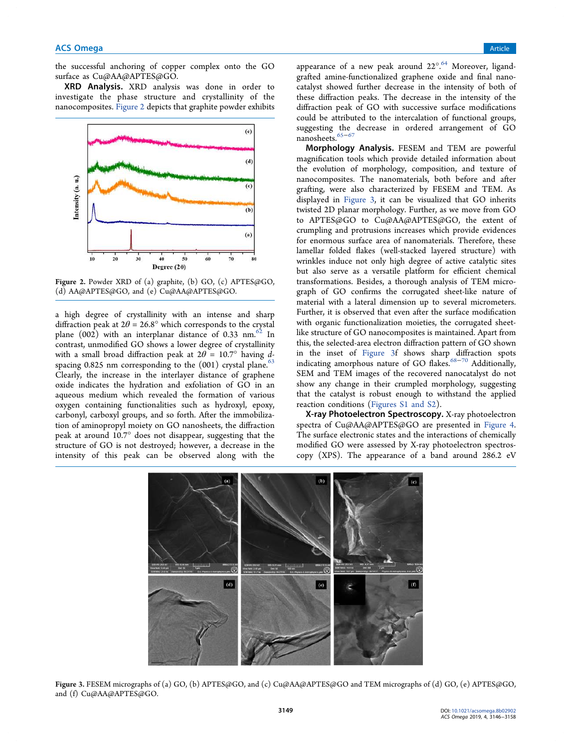the successful anchoring of copper complex onto the GO surface as Cu@AA@APTES@GO.

**XRD Analysis.** XRD analysis was done in order to investigate the phase structure and crystallinity of the nanocomposites. Figure 2 depicts that graphite powder exhibits a high degree of crystallinity with an intense and sharp diffraction peak at $2\theta = 26.8°$ which corresponds to the crystal plane (002) with an interplanar distance of 0.33 nm.[62] In contrast, unmodified GO shows a lower degree of crystallinity with a small broad diffraction peak at $2\theta = 10.7°$ having $d$-spacing 0.825 nm corresponding to the (001) crystal plane.[63] Clearly, the increase in the interlayer distance of graphene oxide indicates the hydration and exfoliation of GO in an aqueous medium which revealed the formation of various oxygen containing functionalities such as hydroxyl, epoxy, carbonyl, carboxyl groups, and so forth. After the immobilization of aminopropyl moiety on GO nanosheets, the diffraction peak at around 10.7° does not disappear, suggesting that the structure of GO is not destroyed; however, a decrease in the intensity of this peak can be observed along with the appearance of a new peak around 22°.[64] Moreover, ligand-grafted amine-functionalized graphene oxide and final nanocatalyst showed further decrease in the intensity of both of these diffraction peaks. The decrease in the intensity of the diffraction peak of GO with successive surface modifications could be attributed to the intercalation of functional groups, suggesting the decrease in ordered arrangement of GO nanosheets.[65−67]

Intensity (a. u.)
Degree (2θ)
10 20 30 40 50 60 70 80
(a) (b) (c) (d) (e)

Figure 2. Powder XRD of (a) graphite, (b) GO, (c) APTES@GO, (d) AA@APTES@GO, and (e) Cu@AA@APTES@GO.

**Morphology Analysis.** FESEM and TEM are powerful magnification tools which provide detailed information about the evolution of morphology, composition, and texture of nanocomposites. The nanomaterials, both before and after grafting, were also characterized by FESEM and TEM. As displayed in Figure 3, it can be visualized that GO inherits twisted 2D planar morphology. Further, as we move from GO to APTES@GO to Cu@AA@APTES@GO, the extent of crumpling and protrusions increases which provide evidences for enormous surface area of nanomaterials. Therefore, these lamellar folded flakes (well-stacked layered structure) with wrinkles induce not only high degree of active catalytic sites but also serve as a versatile platform for efficient chemical transformations. Besides, a thorough analysis of TEM micrograph of GO confirms the corrugated sheet-like nature of material with a lateral dimension up to several micrometers. Further, it is observed that even after the surface modification with organic functionalization moieties, the corrugated sheet-like structure of GO nanocomposites is maintained. Apart from this, the selected-area electron diffraction pattern of GO shown in the inset of Figure 3f shows sharp diffraction spots indicating amorphous nature of GO flakes.[68−70] Additionally, SEM and TEM images of the recovered nanocatalyst do not show any change in their crumpled morphology, suggesting that the catalyst is robust enough to withstand the applied reaction conditions (Figures S1 and S2).

**X-ray Photoelectron Spectroscopy.** X-ray photoelectron spectra of Cu@AA@APTES@GO are presented in Figure 4. The surface electronic states and the interactions of chemically modified GO were assessed by X-ray photoelectron spectroscopy (XPS). The appearance of a band around 286.2 eV

Figure 3. FESEM micrographs of (a) GO, (b) APTES@GO, and (c) Cu@AA@APTES@GO and TEM micrographs of (d) GO, (e) APTES@GO, and (f) Cu@AA@APTES@GO.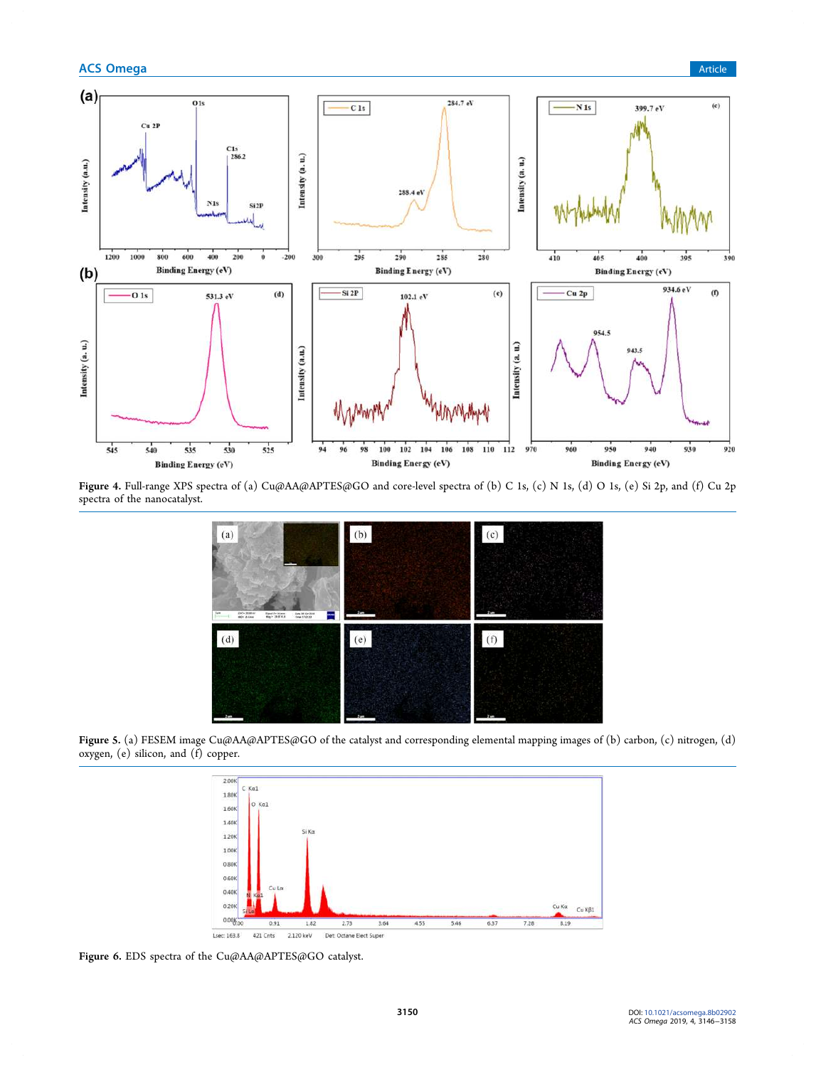(a)

O 1s

Cu 2P

C1s
286.2

N1s

Si2P

Intensity (a.u.)

1200 1000 800 600 400 200 0 -200

Binding Energy (eV)

C 1s

284.7 eV

288.4 eV

Intensity (a. u.)

300 295 290 285 280

Binding Energy (eV)

N 1s

399.7 eV

(c)

Intensity (a. u.)

410 405 400 395 390

Binding Energy (eV)

(b)

O 1s

531.3 eV

(d)

Intensity (a. u.)

545 540 535 530 525

Binding Energy (eV)

Si 2P

102.1 eV

(e)

Intensity (a.u.)

94 96 98 100 102 104 106 108 110 112

Binding Energy (eV)

Cu 2p

934.6 eV

(f)

954.5

943.5

Intensity (a. u.)

970 960 950 940 930 920

Binding Energy (eV)

**Figure 4.** Full-range XPS spectra of (a) Cu@AA@APTES@GO and core-level spectra of (b) C 1s, (c) N 1s, (d) O 1s, (e) Si 2p, and (f) Cu 2p spectra of the nanocatalyst.

(a) (b) (c) (d) (e) (f)

**Figure 5.** (a) FESEM image Cu@AA@APTES@GO of the catalyst and corresponding elemental mapping images of (b) carbon, (c) nitrogen, (d) oxygen, (e) silicon, and (f) copper.

2.00K
1.80K
1.60K
1.40K
1.20K
1.00K
0.80K
0.60K
0.40K
0.20K
0.00K

C Kα1

O Kα1

Si Kα

Cu Lα

N Kα1

Si Lα

Cu Kα

Cu Kβ1

0.00 0.91 1.82 2.73 3.64 4.55 5.46 6.37 7.28 8.19

Lsec: 163.8 421 Cnts 2.120 keV Det: Octane Elect Super

**Figure 6.** EDS spectra of the Cu@AA@APTES@GO catalyst.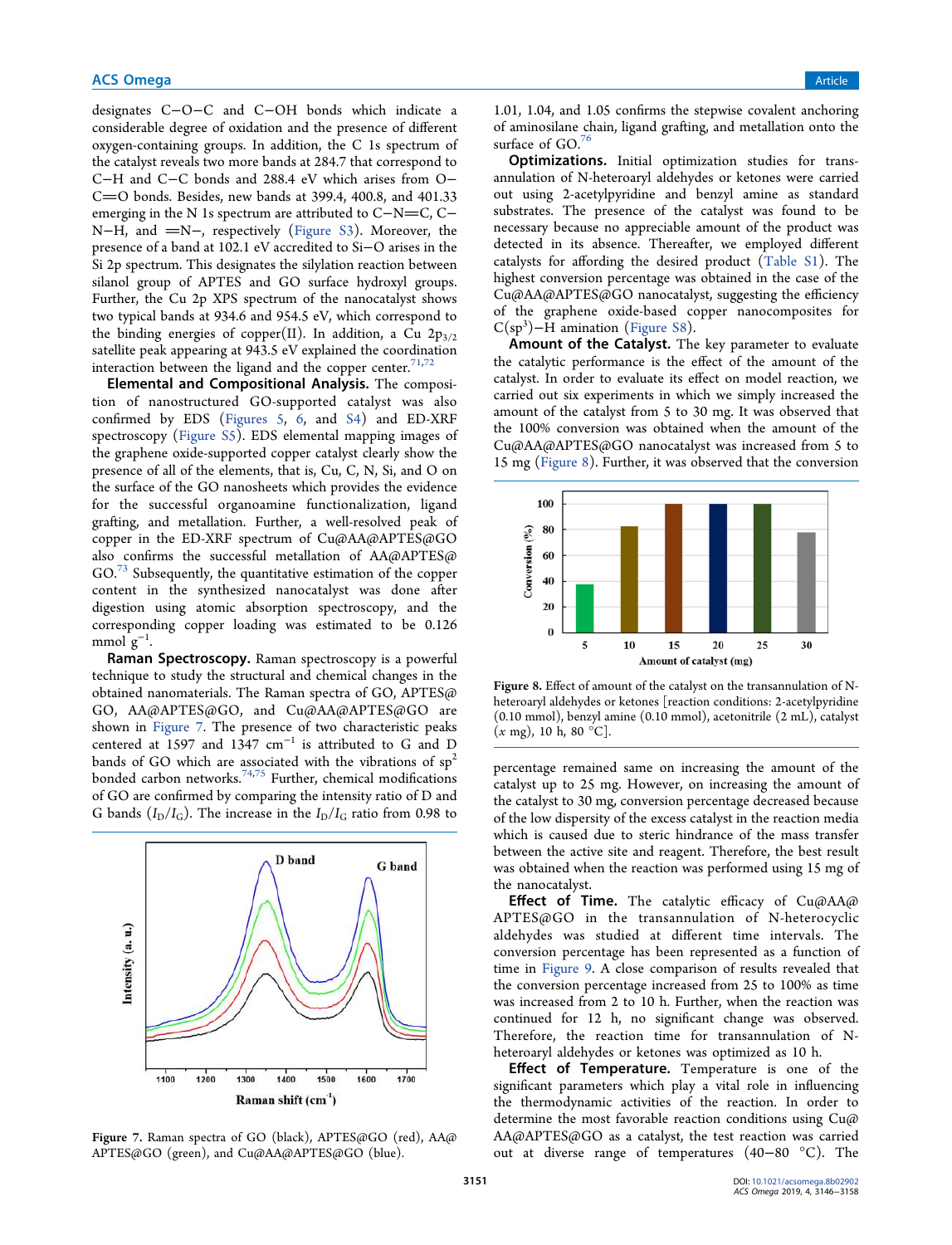designates C−O−C and C−OH bonds which indicate a considerable degree of oxidation and the presence of different oxygen-containing groups. In addition, the C 1s spectrum of the catalyst reveals two more bands at 284.7 that correspond to C−H and C−C bonds and 288.4 eV which arises from O−C═O bonds. Besides, new bands at 399.4, 400.8, and 401.33 emerging in the N 1s spectrum are attributed to C−N═C, C−N−H, and ═N−, respectively (Figure S3). Moreover, the presence of a band at 102.1 eV accredited to Si−O arises in the Si 2p spectrum. This designates the silylation reaction between silanol group of APTES and GO surface hydroxyl groups. Further, the Cu 2p XPS spectrum of the nanocatalyst shows two typical bands at 934.6 and 954.5 eV, which correspond to the binding energies of copper(II). In addition, a Cu $2p_{3/2}$ satellite peak appearing at 943.5 eV explained the coordination interaction between the ligand and the copper center.[71,72]

**Elemental and Compositional Analysis.** The composition of nanostructured GO-supported catalyst was also confirmed by EDS (Figures 5, 6, and S4) and ED-XRF spectroscopy (Figure S5). EDS elemental mapping images of the graphene oxide-supported copper catalyst clearly show the presence of all of the elements, that is, Cu, C, N, Si, and O on the surface of the GO nanosheets which provides the evidence for the successful organoamine functionalization, ligand grafting, and metallation. Further, a well-resolved peak of copper in the ED-XRF spectrum of Cu@AA@APTES@GO also confirms the successful metallation of AA@APTES@GO.[73] Subsequently, the quantitative estimation of the copper content in the synthesized nanocatalyst was done after digestion using atomic absorption spectroscopy, and the corresponding copper loading was estimated to be 0.126 mmol $g^{-1}$.

**Raman Spectroscopy.** Raman spectroscopy is a powerful technique to study the structural and chemical changes in the obtained nanomaterials. The Raman spectra of GO, APTES@GO, AA@APTES@GO, and Cu@AA@APTES@GO are shown in Figure 7. The presence of two characteristic peaks centered at 1597 and 1347 $cm^{-1}$ is attributed to G and D bands of GO which are associated with the vibrations of $sp^2$ bonded carbon networks.[74,75] Further, chemical modifications of GO are confirmed by comparing the intensity ratio of D and G bands ($I_D/I_G$). The increase in the $I_D/I_G$ ratio from 0.98 to 1.01, 1.04, and 1.05 confirms the stepwise covalent anchoring of aminosilane chain, ligand grafting, and metallation onto the surface of GO.[76]

D band
G band
Intensity (a. u.)
1100 1200 1300 1400 1500 1600 1700
Raman shift (cm$^{-1}$)

Figure 7. Raman spectra of GO (black), APTES@GO (red), AA@APTES@GO (green), and Cu@AA@APTES@GO (blue).

**Optimizations.** Initial optimization studies for trans-annulation of N-heteroaryl aldehydes or ketones were carried out using 2-acetylpyridine and benzyl amine as standard substrates. The presence of the catalyst was found to be necessary because no appreciable amount of the product was detected in its absence. Thereafter, we employed different catalysts for affording the desired product (Table S1). The highest conversion percentage was obtained in the case of the Cu@AA@APTES@GO nanocatalyst, suggesting the efficiency of the graphene oxide-based copper nanocomposites for $C(sp^3)$−H amination (Figure S8).

**Amount of the Catalyst.** The key parameter to evaluate the catalytic performance is the effect of the amount of the catalyst. In order to evaluate its effect on model reaction, we carried out six experiments in which we simply increased the amount of the catalyst from 5 to 30 mg. It was observed that the 100% conversion was obtained when the amount of the Cu@AA@APTES@GO nanocatalyst was increased from 5 to 15 mg (Figure 8). Further, it was observed that the conversion percentage remained same on increasing the amount of the catalyst up to 25 mg. However, on increasing the amount of the catalyst to 30 mg, conversion percentage decreased because of the low dispersity of the excess catalyst in the reaction media which is caused due to steric hindrance of the mass transfer between the active site and reagent. Therefore, the best result was obtained when the reaction was performed using 15 mg of the nanocatalyst.

Conversion (%)
0 20 40 60 80 100
5 10 15 20 25 30
Amount of catalyst (mg)

Figure 8. Effect of amount of the catalyst on the transannulation of N-heteroaryl aldehydes or ketones [reaction conditions: 2-acetylpyridine (0.10 mmol), benzyl amine (0.10 mmol), acetonitrile (2 mL), catalyst (*x* mg), 10 h, 80 °C].

**Effect of Time.** The catalytic efficacy of Cu@AA@APTES@GO in the transannulation of N-heterocyclic aldehydes was studied at different time intervals. The conversion percentage has been represented as a function of time in Figure 9. A close comparison of results revealed that the conversion percentage increased from 25 to 100% as time was increased from 2 to 10 h. Further, when the reaction was continued for 12 h, no significant change was observed. Therefore, the reaction time for transannulation of N-heteroaryl aldehydes or ketones was optimized as 10 h.

**Effect of Temperature.** Temperature is one of the significant parameters which play a vital role in influencing the thermodynamic activities of the reaction. In order to determine the most favorable reaction conditions using Cu@AA@APTES@GO as a catalyst, the test reaction was carried out at diverse range of temperatures (40−80 °C). The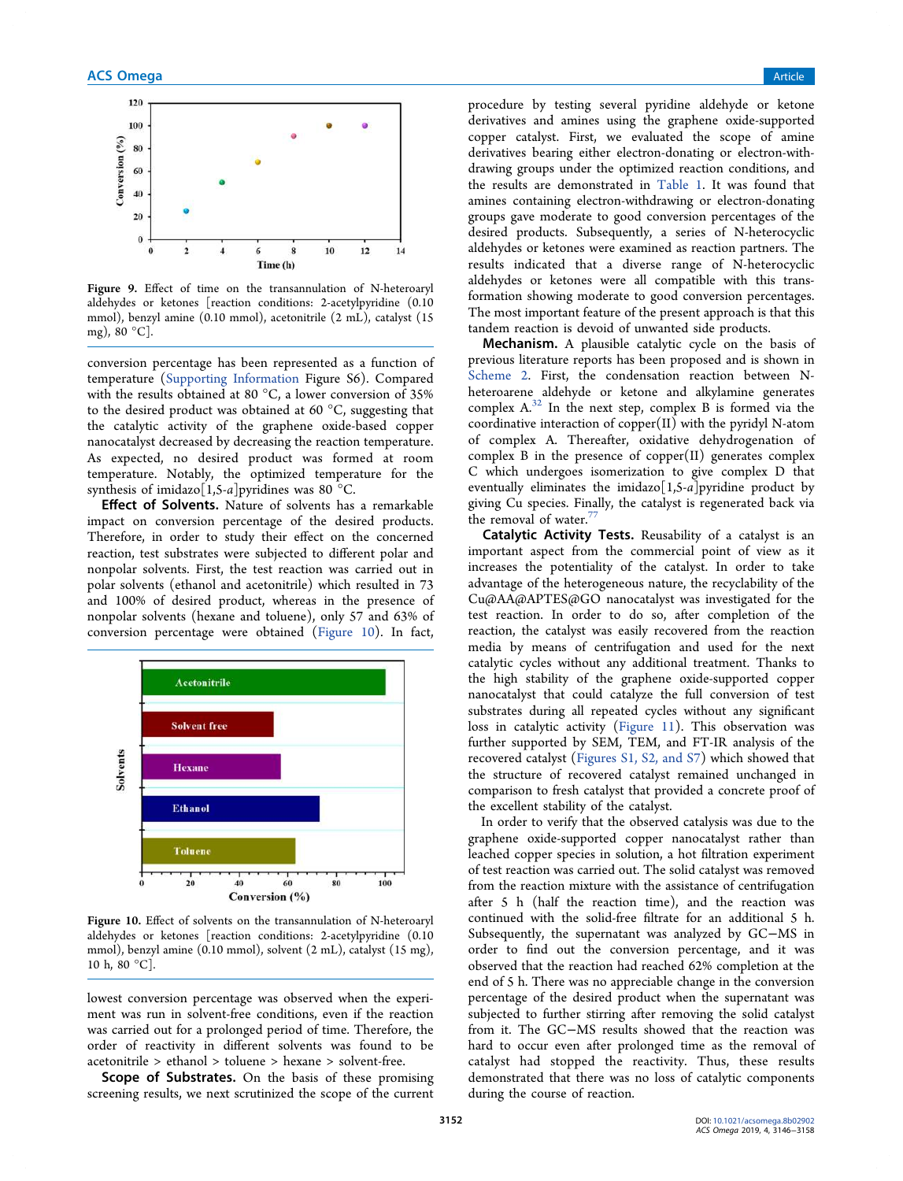120
100
80
60
40
20
0
Conversion (%)
0 2 4 6 8 10 12 14
Time (h)

Figure 9. Effect of time on the transannulation of N-heteroaryl aldehydes or ketones [reaction conditions: 2-acetylpyridine (0.10 mmol), benzyl amine (0.10 mmol), acetonitrile (2 mL), catalyst (15 mg), 80 °C].

conversion percentage has been represented as a function of temperature (Supporting Information Figure S6). Compared with the results obtained at 80 °C, a lower conversion of 35% to the desired product was obtained at 60 °C, suggesting that the catalytic activity of the graphene oxide-based copper nanocatalyst decreased by decreasing the reaction temperature. As expected, no desired product was formed at room temperature. Notably, the optimized temperature for the synthesis of imidazo[1,5-*a*]pyridines was 80 °C.

**Effect of Solvents.** Nature of solvents has a remarkable impact on conversion percentage of the desired products. Therefore, in order to study their effect on the concerned reaction, test substrates were subjected to different polar and nonpolar solvents. First, the test reaction was carried out in polar solvents (ethanol and acetonitrile) which resulted in 73 and 100% of desired product, whereas in the presence of nonpolar solvents (hexane and toluene), only 57 and 63% of conversion percentage were obtained (Figure 10). In fact,

Solvents
Acetonitrile
Solvent free
Hexane
Ethanol
Toluene
0 20 40 60 80 100
Conversion (%)

Figure 10. Effect of solvents on the transannulation of N-heteroaryl aldehydes or ketones [reaction conditions: 2-acetylpyridine (0.10 mmol), benzyl amine (0.10 mmol), solvent (2 mL), catalyst (15 mg), 10 h, 80 °C].

lowest conversion percentage was observed when the experiment was run in solvent-free conditions, even if the reaction was carried out for a prolonged period of time. Therefore, the order of reactivity in different solvents was found to be acetonitrile > ethanol > toluene > hexane > solvent-free.

**Scope of Substrates.** On the basis of these promising screening results, we next scrutinized the scope of the current procedure by testing several pyridine aldehyde or ketone derivatives and amines using the graphene oxide-supported copper catalyst. First, we evaluated the scope of amine derivatives bearing either electron-donating or electron-withdrawing groups under the optimized reaction conditions, and the results are demonstrated in Table 1. It was found that amines containing electron-withdrawing or electron-donating groups gave moderate to good conversion percentages of the desired products. Subsequently, a series of N-heterocyclic aldehydes or ketones were examined as reaction partners. The results indicated that a diverse range of N-heterocyclic aldehydes or ketones were all compatible with this transformation showing moderate to good conversion percentages. The most important feature of the present approach is that this tandem reaction is devoid of unwanted side products.

**Mechanism.** A plausible catalytic cycle on the basis of previous literature reports has been proposed and is shown in Scheme 2. First, the condensation reaction between N-heteroarene aldehyde or ketone and alkylamine generates complex A.[32] In the next step, complex B is formed via the coordinative interaction of copper(II) with the pyridyl N-atom of complex A. Thereafter, oxidative dehydrogenation of complex B in the presence of copper(II) generates complex C which undergoes isomerization to give complex D that eventually eliminates the imidazo[1,5-*a*]pyridine product by giving Cu species. Finally, the catalyst is regenerated back via the removal of water.[77]

**Catalytic Activity Tests.** Reusability of a catalyst is an important aspect from the commercial point of view as it increases the potentiality of the catalyst. In order to take advantage of the heterogeneous nature, the recyclability of the Cu@AA@APTES@GO nanocatalyst was investigated for the test reaction. In order to do so, after completion of the reaction, the catalyst was easily recovered from the reaction media by means of centrifugation and used for the next catalytic cycles without any additional treatment. Thanks to the high stability of the graphene oxide-supported copper nanocatalyst that could catalyze the full conversion of test substrates during all repeated cycles without any significant loss in catalytic activity (Figure 11). This observation was further supported by SEM, TEM, and FT-IR analysis of the recovered catalyst (Figures S1, S2, and S7) which showed that the structure of recovered catalyst remained unchanged in comparison to fresh catalyst that provided a concrete proof of the excellent stability of the catalyst.

In order to verify that the observed catalysis was due to the graphene oxide-supported copper nanocatalyst rather than leached copper species in solution, a hot filtration experiment of test reaction was carried out. The solid catalyst was removed from the reaction mixture with the assistance of centrifugation after 5 h (half the reaction time), and the reaction was continued with the solid-free filtrate for an additional 5 h. Subsequently, the supernatant was analyzed by GC–MS in order to find out the conversion percentage, and it was observed that the reaction had reached 62% completion at the end of 5 h. There was no appreciable change in the conversion percentage of the desired product when the supernatant was subjected to further stirring after removing the solid catalyst from it. The GC–MS results showed that the reaction was hard to occur even after prolonged time as the removal of catalyst had stopped the reactivity. Thus, these results demonstrated that there was no loss of catalytic components during the course of reaction.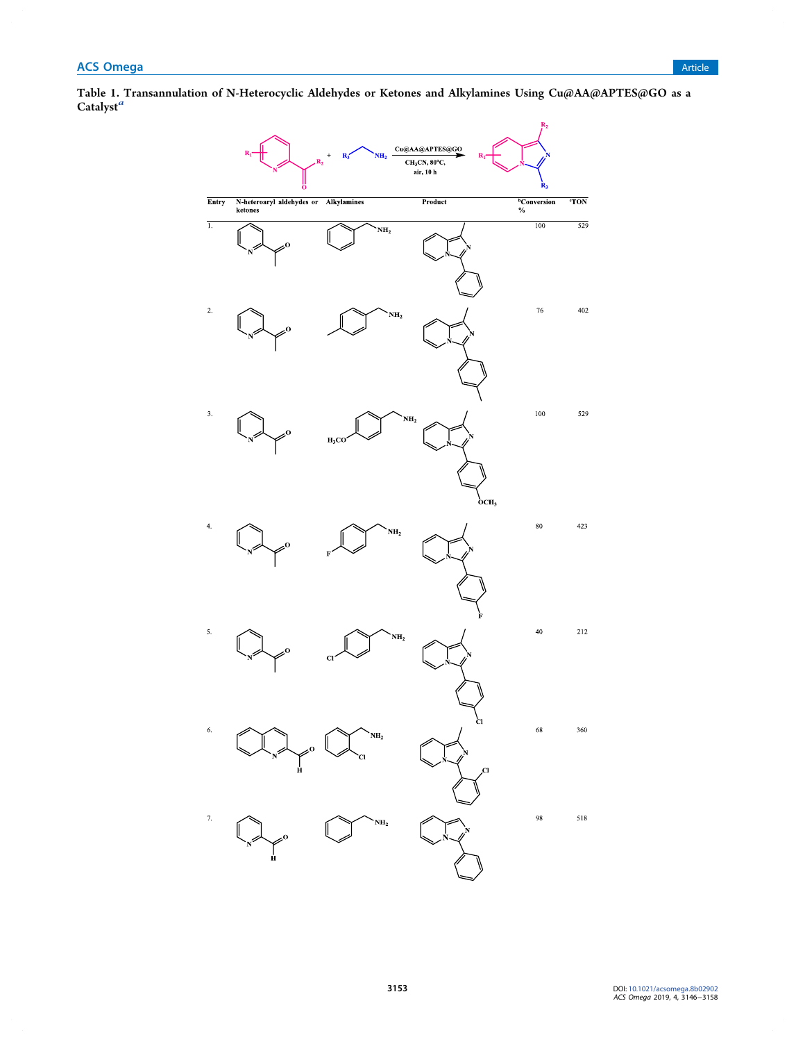Table 1. Transannulation of N-Heterocyclic Aldehydes or Ketones and Alkylamines Using Cu@AA@APTES@GO as a Catalyst[a]

Cu@AA@APTES@GO

$CH_3CN$, 80°C, air, 10 h

| Entry | N-heteroaryl aldehydes or ketones | Alkylamines | Product | [b]Conversion % | [c]TON |
|---|---|---|---|---|---|
| 1. | | | | 100 | 529 |
| 2. | | | | 76 | 402 |
| 3. | | $H_3CO$ | $OCH_3$ | 100 | 529 |
| 4. | | F | F | 80 | 423 |
| 5. | | Cl | Cl | 40 | 212 |
| 6. | | Cl | Cl | 68 | 360 |
| 7. | | | | 98 | 518 |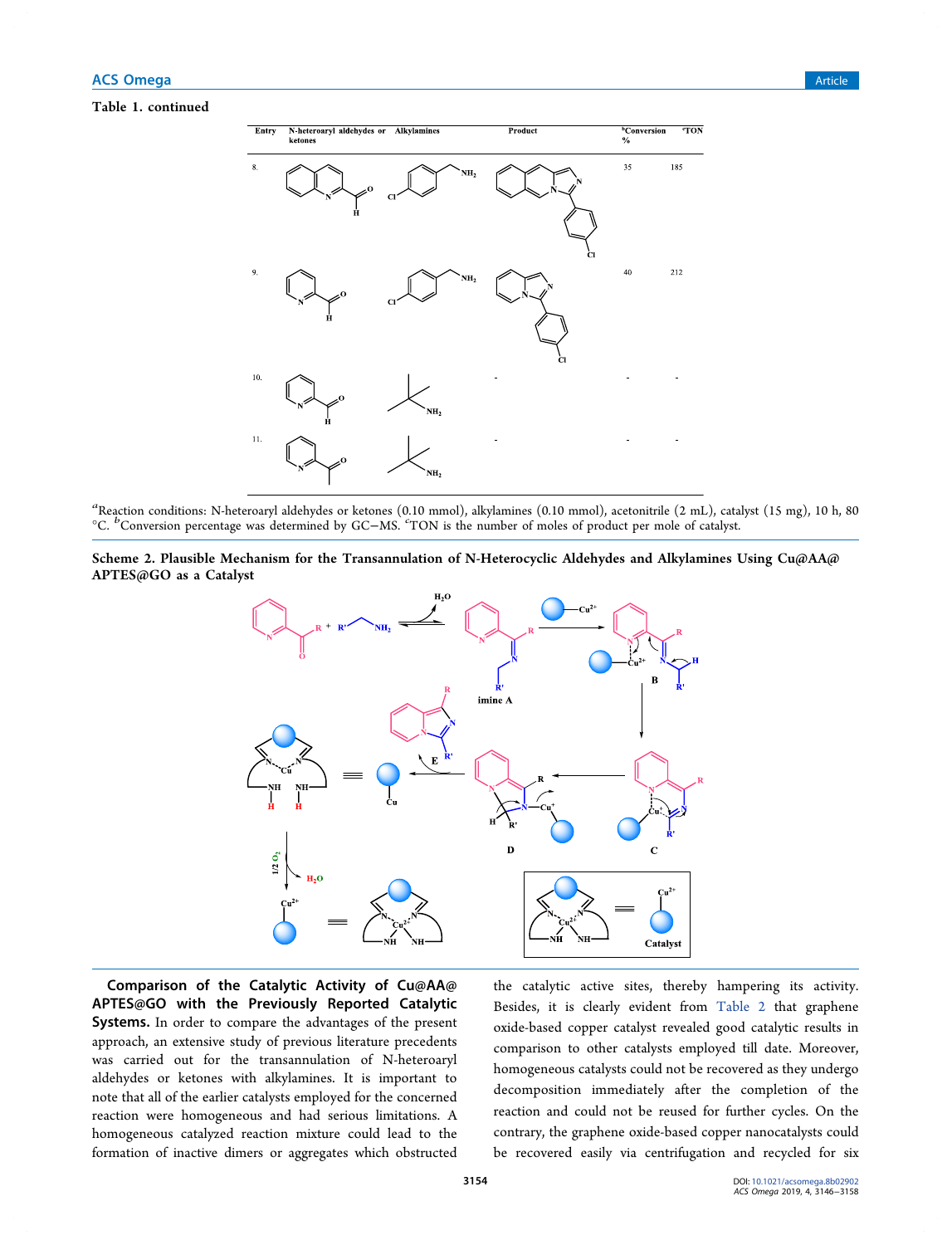Table 1. continued

| Entry | N-heteroaryl aldehydes or ketones | Alkylamines | Product | [b]Conversion % | [c]TON |
|---|---|---|---|---|---|
| 8. | | | | 35 | 185 |
| 9. | | | | 40 | 212 |
| 10. | | | - | - | - |
| 11. | | | - | - | - |

[a]Reaction conditions: N-heteroaryl aldehydes or ketones (0.10 mmol), alkylamines (0.10 mmol), acetonitrile (2 mL), catalyst (15 mg), 10 h, 80 °C. [b]Conversion percentage was determined by GC−MS. [c]TON is the number of moles of product per mole of catalyst.

**Scheme 2. Plausible Mechanism for the Transannulation of N-Heterocyclic Aldehydes and Alkylamines Using Cu@AA@APTES@GO as a Catalyst**

**Comparison of the Catalytic Activity of Cu@AA@APTES@GO with the Previously Reported Catalytic Systems.** In order to compare the advantages of the present approach, an extensive study of previous literature precedents was carried out for the transannulation of N-heteroaryl aldehydes or ketones with alkylamines. It is important to note that all of the earlier catalysts employed for the concerned reaction were homogeneous and had serious limitations. A homogeneous catalyzed reaction mixture could lead to the formation of inactive dimers or aggregates which obstructed the catalytic active sites, thereby hampering its activity. Besides, it is clearly evident from Table 2 that graphene oxide-based copper catalyst revealed good catalytic results in comparison to other catalysts employed till date. Moreover, homogeneous catalysts could not be recovered as they undergo decomposition immediately after the completion of the reaction and could not be reused for further cycles. On the contrary, the graphene oxide-based copper nanocatalysts could be recovered easily via centrifugation and recycled for six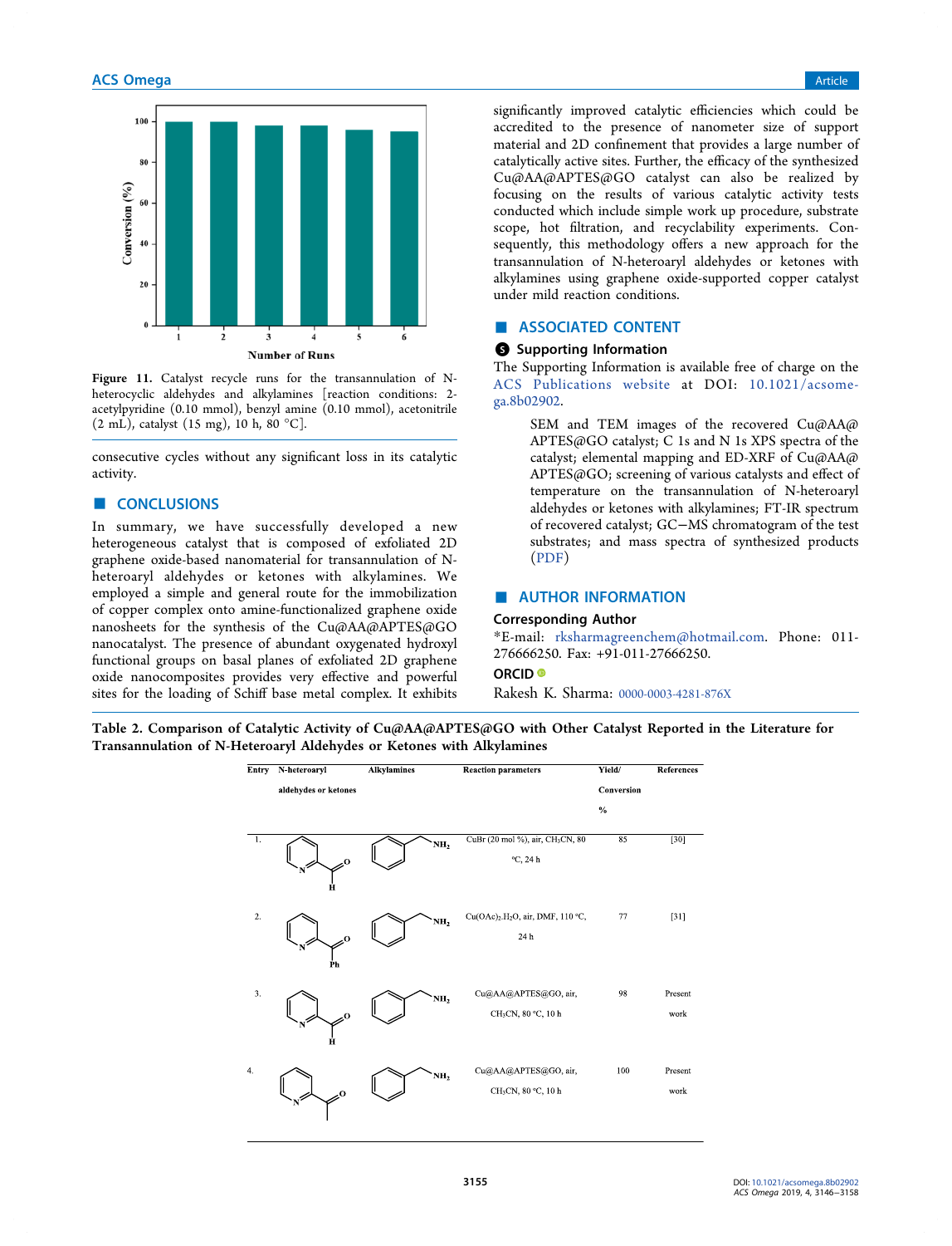Conversion (%)

100

80

60

40

20

0

1 2 3 4 5 6

Number of Runs

**Figure 11.** Catalyst recycle runs for the transannulation of N-heterocyclic aldehydes and alkylamines [reaction conditions: 2-acetylpyridine (0.10 mmol), benzyl amine (0.10 mmol), acetonitrile (2 mL), catalyst (15 mg), 10 h, 80 °C].

consecutive cycles without any significant loss in its catalytic activity.

## CONCLUSIONS

In summary, we have successfully developed a new heterogeneous catalyst that is composed of exfoliated 2D graphene oxide-based nanomaterial for transannulation of N-heteroaryl aldehydes or ketones with alkylamines. We employed a simple and general route for the immobilization of copper complex onto amine-functionalized graphene oxide nanosheets for the synthesis of the Cu@AA@APTES@GO nanocatalyst. The presence of abundant oxygenated hydroxyl functional groups on basal planes of exfoliated 2D graphene oxide nanocomposites provides very effective and powerful sites for the loading of Schiff base metal complex. It exhibits significantly improved catalytic efficiencies which could be accredited to the presence of nanometer size of support material and 2D confinement that provides a large number of catalytically active sites. Further, the efficacy of the synthesized Cu@AA@APTES@GO catalyst can also be realized by focusing on the results of various catalytic activity tests conducted which include simple work up procedure, substrate scope, hot filtration, and recyclability experiments. Consequently, this methodology offers a new approach for the transannulation of N-heteroaryl aldehydes or ketones with alkylamines using graphene oxide-supported copper catalyst under mild reaction conditions.

## ASSOCIATED CONTENT

### Supporting Information

The Supporting Information is available free of charge on the ACS Publications website at DOI: 10.1021/acsomega.8b02902.

SEM and TEM images of the recovered Cu@AA@APTES@GO catalyst; C 1s and N 1s XPS spectra of the catalyst; elemental mapping and ED-XRF of Cu@AA@APTES@GO; screening of various catalysts and effect of temperature on the transannulation of N-heteroaryl aldehydes or ketones with alkylamines; FT-IR spectrum of recovered catalyst; GC−MS chromatogram of the test substrates; and mass spectra of synthesized products (PDF)

## AUTHOR INFORMATION

### Corresponding Author

*E-mail: rksharmagreenchem@hotmail.com. Phone: 011-276666250. Fax: +91-011-27666250.

### ORCID

Rakesh K. Sharma: 0000-0003-4281-876X

**Table 2. Comparison of Catalytic Activity of Cu@AA@APTES@GO with Other Catalyst Reported in the Literature for Transannulation of N-Heteroaryl Aldehydes or Ketones with Alkylamines**

| Entry | N-heteroaryl aldehydes or ketones | Alkylamines | Reaction parameters | Yield/ Conversion % | References |
|---|---|---|---|---|---|
| 1. | (pyridine-2-carbaldehyde) | (benzylamine) | CuBr (20 mol %), air, $CH_3CN$, 80 °C, 24 h | 85 | [30] |
| 2. | (2-benzoylpyridine) | (benzylamine) | $Cu(OAc)_2.H_2O$, air, DMF, 110 °C, 24 h | 77 | [31] |
| 3. | (pyridine-2-carbaldehyde) | (benzylamine) | Cu@AA@APTES@GO, air, $CH_3CN$, 80 °C, 10 h | 98 | Present work |
| 4. | (2-acetylpyridine) | (benzylamine) | Cu@AA@APTES@GO, air, $CH_3CN$, 80 °C, 10 h | 100 | Present work |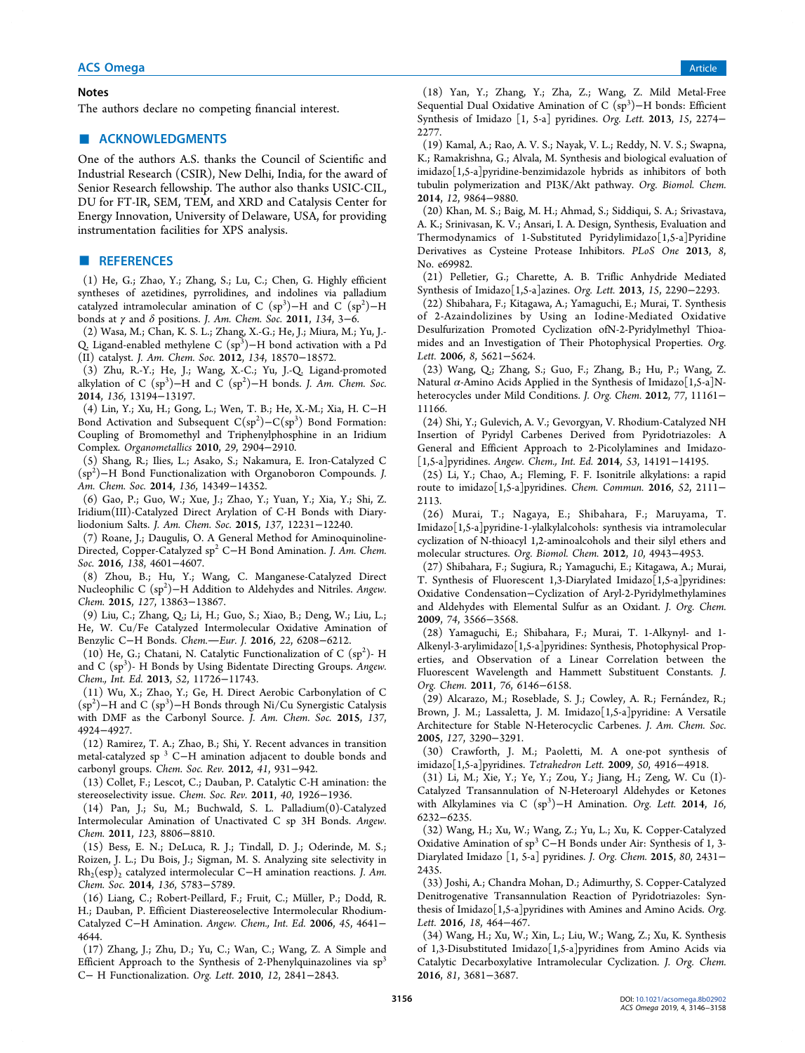## Notes

The authors declare no competing financial interest.

## ■ ACKNOWLEDGMENTS

One of the authors A.S. thanks the Council of Scientific and Industrial Research (CSIR), New Delhi, India, for the award of Senior Research fellowship. The author also thanks USIC-CIL, DU for FT-IR, SEM, TEM, and XRD and Catalysis Center for Energy Innovation, University of Delaware, USA, for providing instrumentation facilities for XPS analysis.

## ■ REFERENCES

(1) He, G.; Zhao, Y.; Zhang, S.; Lu, C.; Chen, G. Highly efficient syntheses of azetidines, pyrrolidines, and indolines via palladium catalyzed intramolecular amination of C ($sp^3$)−H and C ($sp^2$)−H bonds at γ and δ positions. *J. Am. Chem. Soc.* **2011**, *134*, 3−6.

(2) Wasa, M.; Chan, K. S. L.; Zhang, X.-G.; He, J.; Miura, M.; Yu, J.-Q. Ligand-enabled methylene C ($sp^3$)−H bond activation with a Pd (II) catalyst. *J. Am. Chem. Soc.* **2012**, *134*, 18570−18572.

(3) Zhu, R.-Y.; He, J.; Wang, X.-C.; Yu, J.-Q. Ligand-promoted alkylation of C ($sp^3$)−H and C ($sp^2$)−H bonds. *J. Am. Chem. Soc.* **2014**, *136*, 13194−13197.

(4) Lin, Y.; Xu, H.; Gong, L.; Wen, T. B.; He, X.-M.; Xia, H. C−H Bond Activation and Subsequent C($sp^2$)−C($sp^3$) Bond Formation: Coupling of Bromomethyl and Triphenylphosphine in an Iridium Complex. *Organometallics* **2010**, *29*, 2904−2910.

(5) Shang, R.; Ilies, L.; Asako, S.; Nakamura, E. Iron-Catalyzed C ($sp^2$)−H Bond Functionalization with Organoboron Compounds. *J. Am. Chem. Soc.* **2014**, *136*, 14349−14352.

(6) Gao, P.; Guo, W.; Xue, J.; Zhao, Y.; Yuan, Y.; Xia, Y.; Shi, Z. Iridium(III)-Catalyzed Direct Arylation of C-H Bonds with Diaryliodonium Salts. *J. Am. Chem. Soc.* **2015**, *137*, 12231−12240.

(7) Roane, J.; Daugulis, O. A General Method for Aminoquinoline-Directed, Copper-Catalyzed $sp^2$ C−H Bond Amination. *J. Am. Chem. Soc.* **2016**, *138*, 4601−4607.

(8) Zhou, B.; Hu, Y.; Wang, C. Manganese-Catalyzed Direct Nucleophilic C ($sp^2$)−H Addition to Aldehydes and Nitriles. *Angew. Chem.* **2015**, *127*, 13863−13867.

(9) Liu, C.; Zhang, Q.; Li, H.; Guo, S.; Xiao, B.; Deng, W.; Liu, L.; He, W. Cu/Fe Catalyzed Intermolecular Oxidative Amination of Benzylic C−H Bonds. *Chem.—Eur. J.* **2016**, *22*, 6208−6212.

(10) He, G.; Chatani, N. Catalytic Functionalization of C ($sp^2$)- H and C ($sp^3$)- H Bonds by Using Bidentate Directing Groups. *Angew. Chem., Int. Ed.* **2013**, *52*, 11726−11743.

(11) Wu, X.; Zhao, Y.; Ge, H. Direct Aerobic Carbonylation of C ($sp^2$)−H and C ($sp^3$)−H Bonds through Ni/Cu Synergistic Catalysis with DMF as the Carbonyl Source. *J. Am. Chem. Soc.* **2015**, *137*, 4924−4927.

(12) Ramirez, T. A.; Zhao, B.; Shi, Y. Recent advances in transition metal-catalyzed sp $^3$ C−H amination adjacent to double bonds and carbonyl groups. *Chem. Soc. Rev.* **2012**, *41*, 931−942.

(13) Collet, F.; Lescot, C.; Dauban, P. Catalytic C-H amination: the stereoselectivity issue. *Chem. Soc. Rev.* **2011**, *40*, 1926−1936.

(14) Pan, J.; Su, M.; Buchwald, S. L. Palladium(0)-Catalyzed Intermolecular Amination of Unactivated C sp 3H Bonds. *Angew. Chem.* **2011**, *123*, 8806−8810.

(15) Bess, E. N.; DeLuca, R. J.; Tindall, D. J.; Oderinde, M. S.; Roizen, J. L.; Du Bois, J.; Sigman, M. S. Analyzing site selectivity in $Rh_2(esp)_2$ catalyzed intermolecular C−H amination reactions. *J. Am. Chem. Soc.* **2014**, *136*, 5783−5789.

(16) Liang, C.; Robert-Peillard, F.; Fruit, C.; Müller, P.; Dodd, R. H.; Dauban, P. Efficient Diastereoselective Intermolecular Rhodium-Catalyzed C−H Amination. *Angew. Chem., Int. Ed.* **2006**, *45*, 4641−4644.

(17) Zhang, J.; Zhu, D.; Yu, C.; Wan, C.; Wang, Z. A Simple and Efficient Approach to the Synthesis of 2-Phenylquinazolines via $sp^3$ C− H Functionalization. *Org. Lett.* **2010**, *12*, 2841−2843.

(18) Yan, Y.; Zhang, Y.; Zha, Z.; Wang, Z. Mild Metal-Free Sequential Dual Oxidative Amination of C ($sp^3$)−H bonds: Efficient Synthesis of Imidazo [1, 5-a] pyridines. *Org. Lett.* **2013**, *15*, 2274−2277.

(19) Kamal, A.; Rao, A. V. S.; Nayak, V. L.; Reddy, N. V. S.; Swapna, K.; Ramakrishna, G.; Alvala, M. Synthesis and biological evaluation of imidazo[1,5-a]pyridine-benzimidazole hybrids as inhibitors of both tubulin polymerization and PI3K/Akt pathway. *Org. Biomol. Chem.* **2014**, *12*, 9864−9880.

(20) Khan, M. S.; Baig, M. H.; Ahmad, S.; Siddiqui, S. A.; Srivastava, A. K.; Srinivasan, K. V.; Ansari, I. A. Design, Synthesis, Evaluation and Thermodynamics of 1-Substituted Pyridylimidazo[1,5-a]Pyridine Derivatives as Cysteine Protease Inhibitors. *PLoS One* **2013**, *8*, No. e69982.

(21) Pelletier, G.; Charette, A. B. Triflic Anhydride Mediated Synthesis of Imidazo[1,5-a]azines. *Org. Lett.* **2013**, *15*, 2290−2293.

(22) Shibahara, F.; Kitagawa, A.; Yamaguchi, E.; Murai, T. Synthesis of 2-Azaindolizines by Using an Iodine-Mediated Oxidative Desulfurization Promoted Cyclization ofN-2-Pyridylmethyl Thioamides and an Investigation of Their Photophysical Properties. *Org. Lett.* **2006**, *8*, 5621−5624.

(23) Wang, Q.; Zhang, S.; Guo, F.; Zhang, B.; Hu, P.; Wang, Z. Natural α-Amino Acids Applied in the Synthesis of Imidazo[1,5-a]N-heterocycles under Mild Conditions. *J. Org. Chem.* **2012**, *77*, 11161−11166.

(24) Shi, Y.; Gulevich, A. V.; Gevorgyan, V. Rhodium-Catalyzed NH Insertion of Pyridyl Carbenes Derived from Pyridotriazoles: A General and Efficient Approach to 2-Picolylamines and Imidazo-[1,5-a]pyridines. *Angew. Chem., Int. Ed.* **2014**, *53*, 14191−14195.

(25) Li, Y.; Chao, A.; Fleming, F. F. Isonitrile alkylations: a rapid route to imidazo[1,5-a]pyridines. *Chem. Commun.* **2016**, *52*, 2111−2113.

(26) Murai, T.; Nagaya, E.; Shibahara, F.; Maruyama, T. Imidazo[1,5-a]pyridine-1-ylalkylalcohols: synthesis via intramolecular cyclization of N-thioacyl 1,2-aminoalcohols and their silyl ethers and molecular structures. *Org. Biomol. Chem.* **2012**, *10*, 4943−4953.

(27) Shibahara, F.; Sugiura, R.; Yamaguchi, E.; Kitagawa, A.; Murai, T. Synthesis of Fluorescent 1,3-Diarylated Imidazo[1,5-a]pyridines: Oxidative Condensation−Cyclization of Aryl-2-Pyridylmethylamines and Aldehydes with Elemental Sulfur as an Oxidant. *J. Org. Chem.* **2009**, *74*, 3566−3568.

(28) Yamaguchi, E.; Shibahara, F.; Murai, T. 1-Alkynyl- and 1-Alkenyl-3-arylimidazo[1,5-a]pyridines: Synthesis, Photophysical Properties, and Observation of a Linear Correlation between the Fluorescent Wavelength and Hammett Substituent Constants. *J. Org. Chem.* **2011**, *76*, 6146−6158.

(29) Alcarazo, M.; Roseblade, S. J.; Cowley, A. R.; Fernández, R.; Brown, J. M.; Lassaletta, J. M. Imidazo[1,5-a]pyridine: A Versatile Architecture for Stable N-Heterocyclic Carbenes. *J. Am. Chem. Soc.* **2005**, *127*, 3290−3291.

(30) Crawforth, J. M.; Paoletti, M. A one-pot synthesis of imidazo[1,5-a]pyridines. *Tetrahedron Lett.* **2009**, *50*, 4916−4918.

(31) Li, M.; Xie, Y.; Ye, Y.; Zou, Y.; Jiang, H.; Zeng, W. Cu (I)-Catalyzed Transannulation of N-Heteroaryl Aldehydes or Ketones with Alkylamines via C ($sp^3$)−H Amination. *Org. Lett.* **2014**, *16*, 6232−6235.

(32) Wang, H.; Xu, W.; Wang, Z.; Yu, L.; Xu, K. Copper-Catalyzed Oxidative Amination of $sp^3$ C−H Bonds under Air: Synthesis of 1, 3-Diarylated Imidazo [1, 5-a] pyridines. *J. Org. Chem.* **2015**, *80*, 2431−2435.

(33) Joshi, A.; Chandra Mohan, D.; Adimurthy, S. Copper-Catalyzed Denitrogenative Transannulation Reaction of Pyridotriazoles: Synthesis of Imidazo[1,5-a]pyridines with Amines and Amino Acids. *Org. Lett.* **2016**, *18*, 464−467.

(34) Wang, H.; Xu, W.; Xin, L.; Liu, W.; Wang, Z.; Xu, K. Synthesis of 1,3-Disubstituted Imidazo[1,5-a]pyridines from Amino Acids via Catalytic Decarboxylative Intramolecular Cyclization. *J. Org. Chem.* **2016**, *81*, 3681−3687.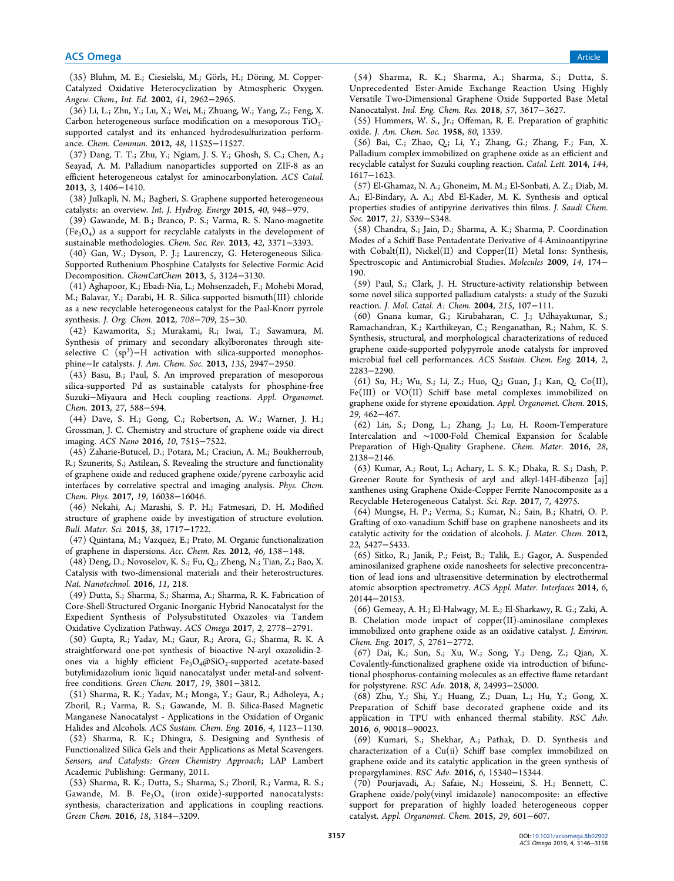(35) Bluhm, M. E.; Ciesielski, M.; Görls, H.; Döring, M. Copper-Catalyzed Oxidative Heterocyclization by Atmospheric Oxygen. *Angew. Chem., Int. Ed.* **2002**, *41*, 2962−2965.

(36) Li, L.; Zhu, Y.; Lu, X.; Wei, M.; Zhuang, W.; Yang, Z.; Feng, X. Carbon heterogeneous surface modification on a mesoporous $TiO_2$-supported catalyst and its enhanced hydrodesulfurization performance. *Chem. Commun.* **2012**, *48*, 11525−11527.

(37) Dang, T. T.; Zhu, Y.; Ngiam, J. S. Y.; Ghosh, S. C.; Chen, A.; Seayad, A. M. Palladium nanoparticles supported on ZIF-8 as an efficient heterogeneous catalyst for aminocarbonylation. *ACS Catal.* **2013**, *3*, 1406−1410.

(38) Julkapli, N. M.; Bagheri, S. Graphene supported heterogeneous catalysts: an overview. *Int. J. Hydrog. Energy* **2015**, *40*, 948−979.

(39) Gawande, M. B.; Branco, P. S.; Varma, R. S. Nano-magnetite ($Fe_3O_4$) as a support for recyclable catalysts in the development of sustainable methodologies. *Chem. Soc. Rev.* **2013**, *42*, 3371−3393.

(40) Gan, W.; Dyson, P. J.; Laurenczy, G. Heterogeneous Silica-Supported Ruthenium Phosphine Catalysts for Selective Formic Acid Decomposition. *ChemCatChem* **2013**, *5*, 3124−3130.

(41) Aghapoor, K.; Ebadi-Nia, L.; Mohsenzadeh, F.; Mohebi Morad, M.; Balavar, Y.; Darabi, H. R. Silica-supported bismuth(III) chloride as a new recyclable heterogeneous catalyst for the Paal-Knorr pyrrole synthesis. *J. Org. Chem.* **2012**, *708*−*709*, 25−30.

(42) Kawamorita, S.; Murakami, R.; Iwai, T.; Sawamura, M. Synthesis of primary and secondary alkylboronates through site-selective C ($sp^3$)−H activation with silica-supported monophosphine−Ir catalysts. *J. Am. Chem. Soc.* **2013**, *135*, 2947−2950.

(43) Basu, B.; Paul, S. An improved preparation of mesoporous silica-supported Pd as sustainable catalysts for phosphine-free Suzuki−Miyaura and Heck coupling reactions. *Appl. Organomet. Chem.* **2013**, *27*, 588−594.

(44) Dave, S. H.; Gong, C.; Robertson, A. W.; Warner, J. H.; Grossman, J. C. Chemistry and structure of graphene oxide via direct imaging. *ACS Nano* **2016**, *10*, 7515−7522.

(45) Zaharie-Butucel, D.; Potara, M.; Craciun, A. M.; Boukherroub, R.; Szunerits, S.; Astilean, S. Revealing the structure and functionality of graphene oxide and reduced graphene oxide/pyrene carboxylic acid interfaces by correlative spectral and imaging analysis. *Phys. Chem. Chem. Phys.* **2017**, *19*, 16038−16046.

(46) Nekahi, A.; Marashi, S. P. H.; Fatmesari, D. H. Modified structure of graphene oxide by investigation of structure evolution. *Bull. Mater. Sci.* **2015**, *38*, 1717−1722.

(47) Quintana, M.; Vazquez, E.; Prato, M. Organic functionalization of graphene in dispersions. *Acc. Chem. Res.* **2012**, *46*, 138−148.

(48) Deng, D.; Novoselov, K. S.; Fu, Q.; Zheng, N.; Tian, Z.; Bao, X. Catalysis with two-dimensional materials and their heterostructures. *Nat. Nanotechnol.* **2016**, *11*, 218.

(49) Dutta, S.; Sharma, S.; Sharma, A.; Sharma, R. K. Fabrication of Core-Shell-Structured Organic-Inorganic Hybrid Nanocatalyst for the Expedient Synthesis of Polysubstituted Oxazoles via Tandem Oxidative Cyclization Pathway. *ACS Omega* **2017**, *2*, 2778−2791.

(50) Gupta, R.; Yadav, M.; Gaur, R.; Arora, G.; Sharma, R. K. A straightforward one-pot synthesis of bioactive N-aryl oxazolidin-2-ones via a highly efficient $Fe_3O_4$@$SiO_2$-supported acetate-based butylimidazolium ionic liquid nanocatalyst under metal-and solvent-free conditions. *Green Chem.* **2017**, *19*, 3801−3812.

(51) Sharma, R. K.; Yadav, M.; Monga, Y.; Gaur, R.; Adholeya, A.; Zboril, R.; Varma, R. S.; Gawande, M. B. Silica-Based Magnetic Manganese Nanocatalyst - Applications in the Oxidation of Organic Halides and Alcohols. *ACS Sustain. Chem. Eng.* **2016**, *4*, 1123−1130.

(52) Sharma, R. K.; Dhingra, S. Designing and Synthesis of Functionalized Silica Gels and their Applications as Metal Scavengers. *Sensors, and Catalysts: Green Chemistry Approach*; LAP Lambert Academic Publishing: Germany, 2011.

(53) Sharma, R. K.; Dutta, S.; Sharma, S.; Zboril, R.; Varma, R. S.; Gawande, M. B. $Fe_3O_4$ (iron oxide)-supported nanocatalysts: synthesis, characterization and applications in coupling reactions. *Green Chem.* **2016**, *18*, 3184−3209.

(54) Sharma, R. K.; Sharma, A.; Sharma, S.; Dutta, S. Unprecedented Ester-Amide Exchange Reaction Using Highly Versatile Two-Dimensional Graphene Oxide Supported Base Metal Nanocatalyst. *Ind. Eng. Chem. Res.* **2018**, *57*, 3617−3627.

(55) Hummers, W. S., Jr.; Offeman, R. E. Preparation of graphitic oxide. *J. Am. Chem. Soc.* **1958**, *80*, 1339.

(56) Bai, C.; Zhao, Q.; Li, Y.; Zhang, G.; Zhang, F.; Fan, X. Palladium complex immobilized on graphene oxide as an efficient and recyclable catalyst for Suzuki coupling reaction. *Catal. Lett.* **2014**, *144*, 1617−1623.

(57) El-Ghamaz, N. A.; Ghoneim, M. M.; El-Sonbati, A. Z.; Diab, M. A.; El-Bindary, A. A.; Abd El-Kader, M. K. Synthesis and optical properties studies of antipyrine derivatives thin films. *J. Saudi Chem. Soc.* **2017**, *21*, S339−S348.

(58) Chandra, S.; Jain, D.; Sharma, A. K.; Sharma, P. Coordination Modes of a Schiff Base Pentadentate Derivative of 4-Aminoantipyrine with Cobalt(II), Nickel(II) and Copper(II) Metal Ions: Synthesis, Spectroscopic and Antimicrobial Studies. *Molecules* **2009**, *14*, 174−190.

(59) Paul, S.; Clark, J. H. Structure-activity relationship between some novel silica supported palladium catalysts: a study of the Suzuki reaction. *J. Mol. Catal. A: Chem.* **2004**, *215*, 107−111.

(60) Gnana kumar, G.; Kirubaharan, C. J.; Udhayakumar, S.; Ramachandran, K.; Karthikeyan, C.; Renganathan, R.; Nahm, K. S. Synthesis, structural, and morphological characterizations of reduced graphene oxide-supported polypyrrole anode catalysts for improved microbial fuel cell performances. *ACS Sustain. Chem. Eng.* **2014**, *2*, 2283−2290.

(61) Su, H.; Wu, S.; Li, Z.; Huo, Q.; Guan, J.; Kan, Q. Co(II), Fe(III) or VO(II) Schiff base metal complexes immobilized on graphene oxide for styrene epoxidation. *Appl. Organomet. Chem.* **2015**, *29*, 462−467.

(62) Lin, S.; Dong, L.; Zhang, J.; Lu, H. Room-Temperature Intercalation and ∼1000-Fold Chemical Expansion for Scalable Preparation of High-Quality Graphene. *Chem. Mater.* **2016**, *28*, 2138−2146.

(63) Kumar, A.; Rout, L.; Achary, L. S. K.; Dhaka, R. S.; Dash, P. Greener Route for Synthesis of aryl and alkyl-14H-dibenzo [aj] xanthenes using Graphene Oxide-Copper Ferrite Nanocomposite as a Recyclable Heterogeneous Catalyst. *Sci. Rep.* **2017**, *7*, 42975.

(64) Mungse, H. P.; Verma, S.; Kumar, N.; Sain, B.; Khatri, O. P. Grafting of oxo-vanadium Schiff base on graphene nanosheets and its catalytic activity for the oxidation of alcohols. *J. Mater. Chem.* **2012**, *22*, 5427−5433.

(65) Sitko, R.; Janik, P.; Feist, B.; Talik, E.; Gagor, A. Suspended aminosilanized graphene oxide nanosheets for selective preconcentration of lead ions and ultrasensitive determination by electrothermal atomic absorption spectrometry. *ACS Appl. Mater. Interfaces* **2014**, *6*, 20144−20153.

(66) Gemeay, A. H.; El-Halwagy, M. E.; El-Sharkawy, R. G.; Zaki, A. B. Chelation mode impact of copper(II)-aminosilane complexes immobilized onto graphene oxide as an oxidative catalyst. *J. Environ. Chem. Eng.* **2017**, *5*, 2761−2772.

(67) Dai, K.; Sun, S.; Xu, W.; Song, Y.; Deng, Z.; Qian, X. Covalently-functionalized graphene oxide via introduction of bifunctional phosphorus-containing molecules as an effective flame retardant for polystyrene. *RSC Adv.* **2018**, *8*, 24993−25000.

(68) Zhu, Y.; Shi, Y.; Huang, Z.; Duan, L.; Hu, Y.; Gong, X. Preparation of Schiff base decorated graphene oxide and its application in TPU with enhanced thermal stability. *RSC Adv.* **2016**, *6*, 90018−90023.

(69) Kumari, S.; Shekhar, A.; Pathak, D. D. Synthesis and characterization of a Cu(ii) Schiff base complex immobilized on graphene oxide and its catalytic application in the green synthesis of propargylamines. *RSC Adv.* **2016**, *6*, 15340−15344.

(70) Pourjavadi, A.; Safaie, N.; Hosseini, S. H.; Bennett, C. Graphene oxide/poly(vinyl imidazole) nanocomposite: an effective support for preparation of highly loaded heterogeneous copper catalyst. *Appl. Organomet. Chem.* **2015**, *29*, 601−607.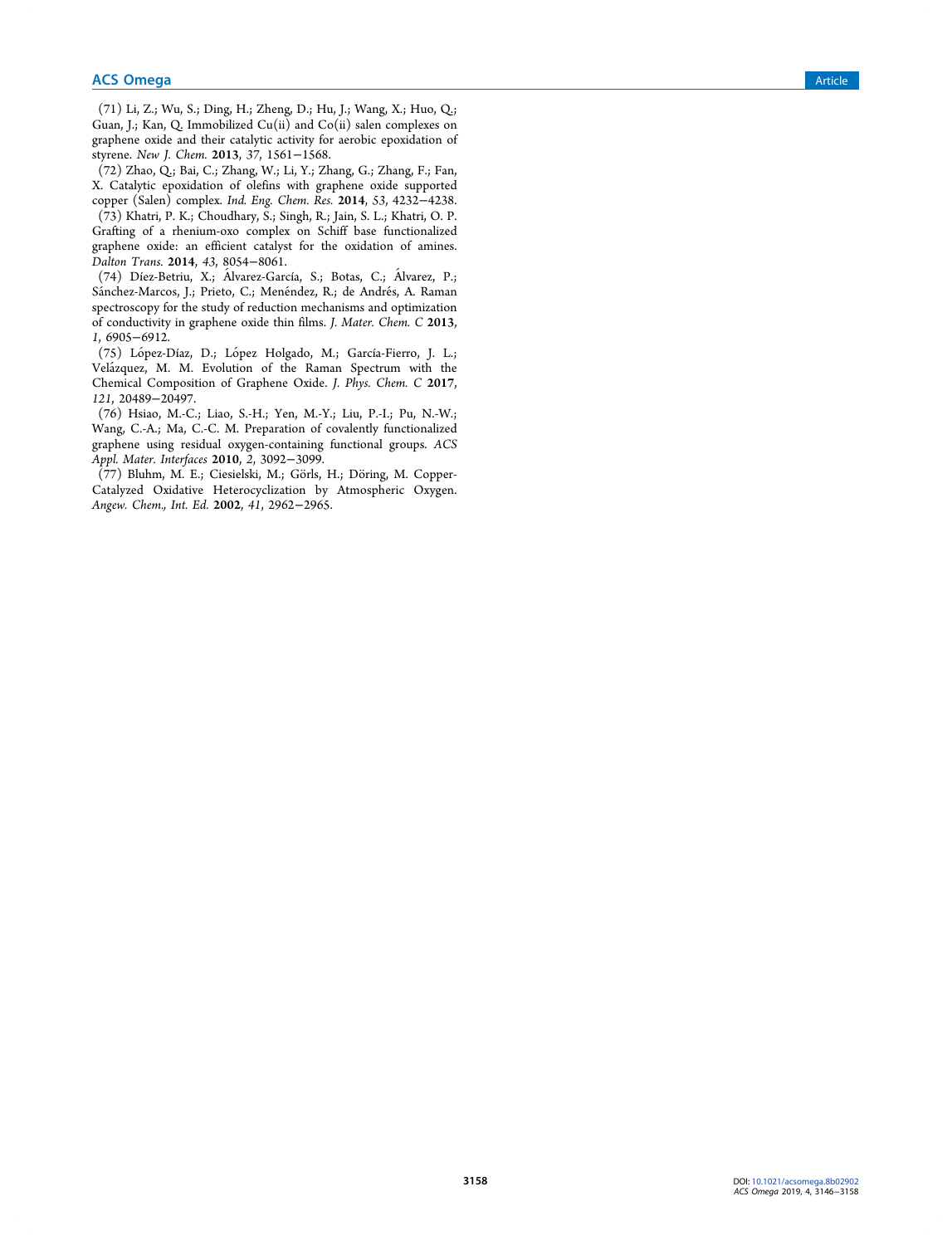(71) Li, Z.; Wu, S.; Ding, H.; Zheng, D.; Hu, J.; Wang, X.; Huo, Q.; Guan, J.; Kan, Q. Immobilized Cu(ii) and Co(ii) salen complexes on graphene oxide and their catalytic activity for aerobic epoxidation of styrene. *New J. Chem.* **2013**, *37*, 1561−1568.

(72) Zhao, Q.; Bai, C.; Zhang, W.; Li, Y.; Zhang, G.; Zhang, F.; Fan, X. Catalytic epoxidation of olefins with graphene oxide supported copper (Salen) complex. *Ind. Eng. Chem. Res.* **2014**, *53*, 4232−4238.

(73) Khatri, P. K.; Choudhary, S.; Singh, R.; Jain, S. L.; Khatri, O. P. Grafting of a rhenium-oxo complex on Schiff base functionalized graphene oxide: an efficient catalyst for the oxidation of amines. *Dalton Trans.* **2014**, *43*, 8054−8061.

(74) Díez-Betriu, X.; Álvarez-García, S.; Botas, C.; Álvarez, P.; Sánchez-Marcos, J.; Prieto, C.; Menéndez, R.; de Andrés, A. Raman spectroscopy for the study of reduction mechanisms and optimization of conductivity in graphene oxide thin films. *J. Mater. Chem. C* **2013**, *1*, 6905−6912.

(75) López-Díaz, D.; López Holgado, M.; García-Fierro, J. L.; Velázquez, M. M. Evolution of the Raman Spectrum with the Chemical Composition of Graphene Oxide. *J. Phys. Chem. C* **2017**, *121*, 20489−20497.

(76) Hsiao, M.-C.; Liao, S.-H.; Yen, M.-Y.; Liu, P.-I.; Pu, N.-W.; Wang, C.-A.; Ma, C.-C. M. Preparation of covalently functionalized graphene using residual oxygen-containing functional groups. *ACS Appl. Mater. Interfaces* **2010**, *2*, 3092−3099.

(77) Bluhm, M. E.; Ciesielski, M.; Görls, H.; Döring, M. Copper-Catalyzed Oxidative Heterocyclization by Atmospheric Oxygen. *Angew. Chem., Int. Ed.* **2002**, *41*, 2962−2965.